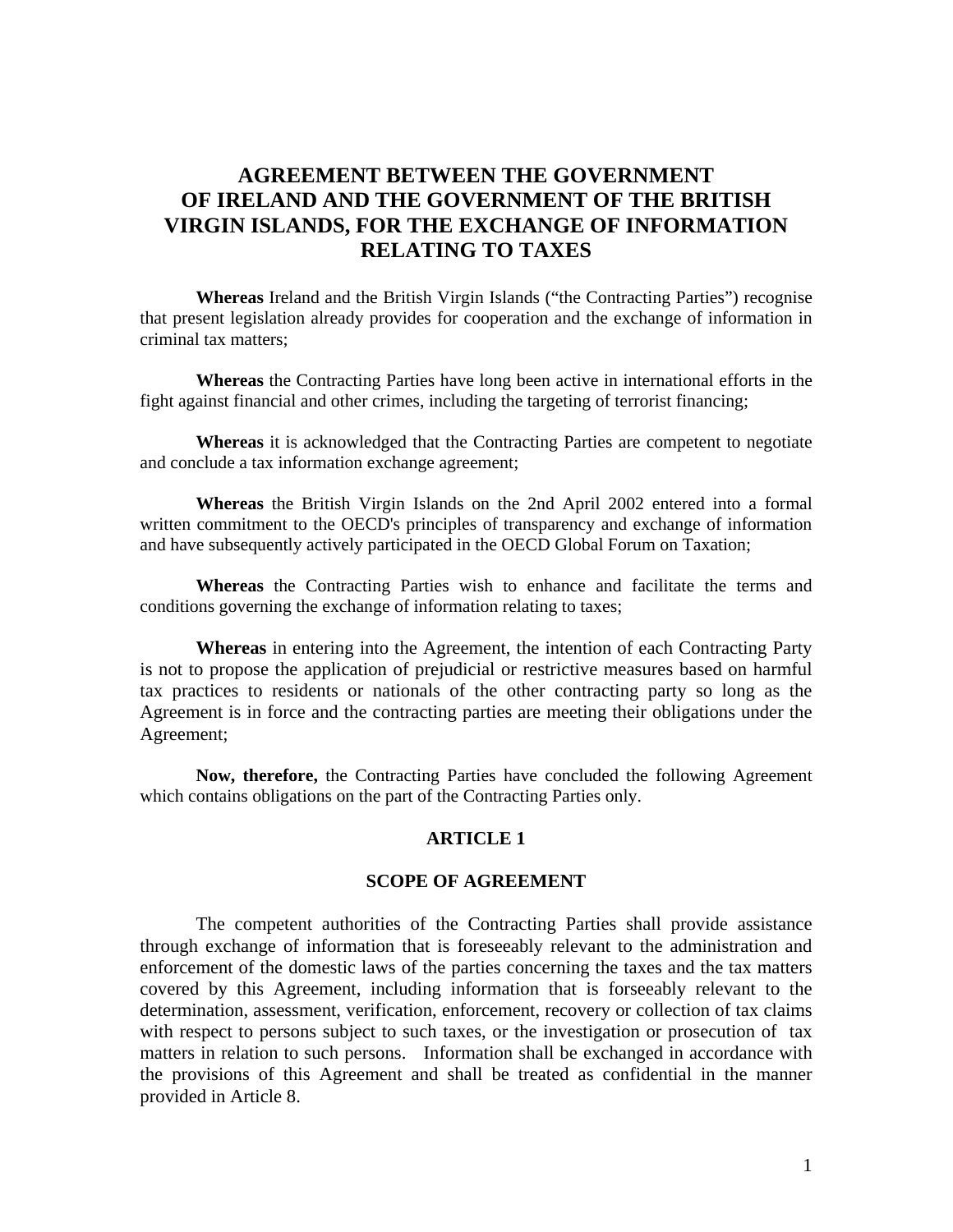# AGREEMENT BETWEEN THE GOVERNMENT OF IRELAND AND THE GOVERNMENT OF THE BRITISH VIRGIN ISLANDS, FOR THE EXCHANGE OF INFORMATION RELATING TO TAXES

**Whereas** Ireland and the British Virgin Islands ("the Contracting Parties") recognise that present legislation already provides for cooperation and the exchange of information in criminal tax matters;

**Whereas** the Contracting Parties have long been active in international efforts in the fight against financial and other crimes, including the targeting of terrorist financing;

**Whereas** it is acknowledged that the Contracting Parties are competent to negotiate and conclude a tax information exchange agreement;

**Whereas** the British Virgin Islands on the 2nd April 2002 entered into a formal written commitment to the OECD's principles of transparency and exchange of information and have subsequently actively participated in the OECD Global Forum on Taxation;

**Whereas** the Contracting Parties wish to enhance and facilitate the terms and conditions governing the exchange of information relating to taxes;

**Whereas** in entering into the Agreement, the intention of each Contracting Party is not to propose the application of prejudicial or restrictive measures based on harmful tax practices to residents or nationals of the other contracting party so long as the Agreement is in force and the contracting parties are meeting their obligations under the Agreement;

**Now, therefore,** the Contracting Parties have concluded the following Agreement which contains obligations on the part of the Contracting Parties only.

## ARTICLE 1

## SCOPE OF AGREEMENT

The competent authorities of the Contracting Parties shall provide assistance through exchange of information that is foreseeably relevant to the administration and enforcement of the domestic laws of the parties concerning the taxes and the tax matters covered by this Agreement, including information that is forseeably relevant to the determination, assessment, verification, enforcement, recovery or collection of tax claims with respect to persons subject to such taxes, or the investigation or prosecution of tax matters in relation to such persons. Information shall be exchanged in accordance with the provisions of this Agreement and shall be treated as confidential in the manner provided in Article 8.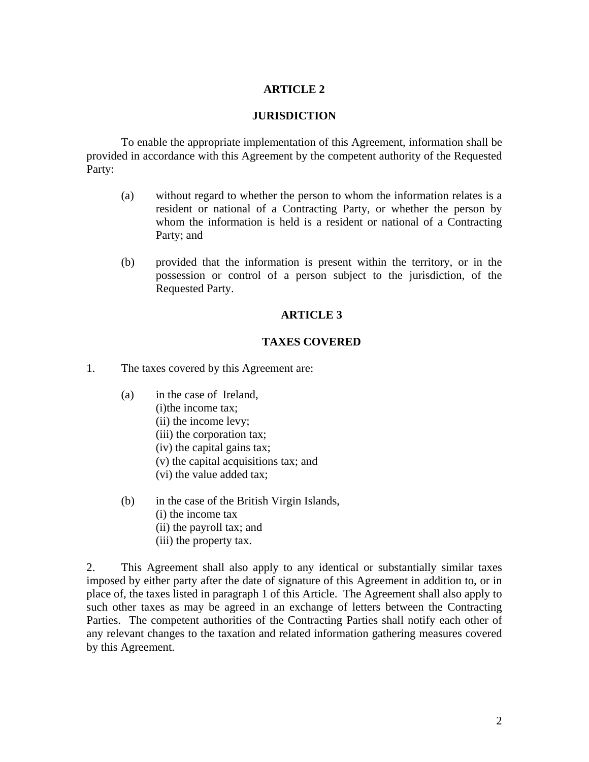## ARTICLE 2

## JURISDICTION

To enable the appropriate implementation of this Agreement, information shall be provided in accordance with this Agreement by the competent authority of the Requested Party:

(a) without regard to whether the person to whom the information relates is a resident or national of a Contracting Party, or whether the person by whom the information is held is a resident or national of a Contracting Party; and

(b) provided that the information is present within the territory, or in the possession or control of a person subject to the jurisdiction, of the Requested Party.

## ARTICLE 3

## TAXES COVERED

1. The taxes covered by this Agreement are:

(a) in the case of Ireland,
(i)the income tax;
(ii) the income levy;
(iii) the corporation tax;
(iv) the capital gains tax;
(v) the capital acquisitions tax; and
(vi) the value added tax;

(b) in the case of the British Virgin Islands,
(i) the income tax
(ii) the payroll tax; and
(iii) the property tax.

2. This Agreement shall also apply to any identical or substantially similar taxes imposed by either party after the date of signature of this Agreement in addition to, or in place of, the taxes listed in paragraph 1 of this Article. The Agreement shall also apply to such other taxes as may be agreed in an exchange of letters between the Contracting Parties. The competent authorities of the Contracting Parties shall notify each other of any relevant changes to the taxation and related information gathering measures covered by this Agreement.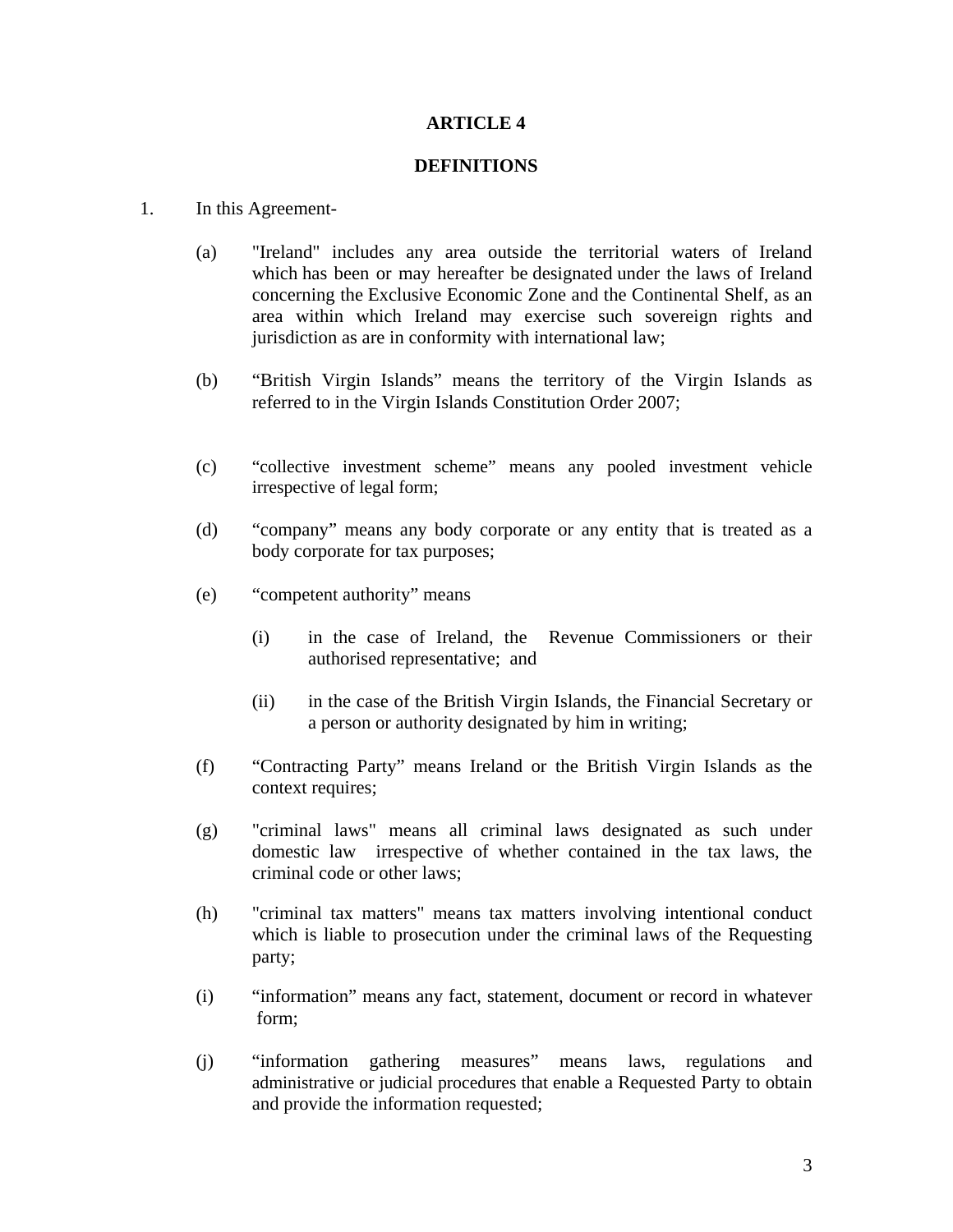## ARTICLE 4

## DEFINITIONS

1. In this Agreement-

   (a) "Ireland" includes any area outside the territorial waters of Ireland which has been or may hereafter be designated under the laws of Ireland concerning the Exclusive Economic Zone and the Continental Shelf, as an area within which Ireland may exercise such sovereign rights and jurisdiction as are in conformity with international law;

   (b) "British Virgin Islands" means the territory of the Virgin Islands as referred to in the Virgin Islands Constitution Order 2007;

   (c) "collective investment scheme" means any pooled investment vehicle irrespective of legal form;

   (d) "company" means any body corporate or any entity that is treated as a body corporate for tax purposes;

   (e) "competent authority" means

      (i) in the case of Ireland, the Revenue Commissioners or their authorised representative; and

      (ii) in the case of the British Virgin Islands, the Financial Secretary or a person or authority designated by him in writing;

   (f) "Contracting Party" means Ireland or the British Virgin Islands as the context requires;

   (g) "criminal laws" means all criminal laws designated as such under domestic law irrespective of whether contained in the tax laws, the criminal code or other laws;

   (h) "criminal tax matters" means tax matters involving intentional conduct which is liable to prosecution under the criminal laws of the Requesting party;

   (i) "information" means any fact, statement, document or record in whatever form;

   (j) "information gathering measures" means laws, regulations and administrative or judicial procedures that enable a Requested Party to obtain and provide the information requested;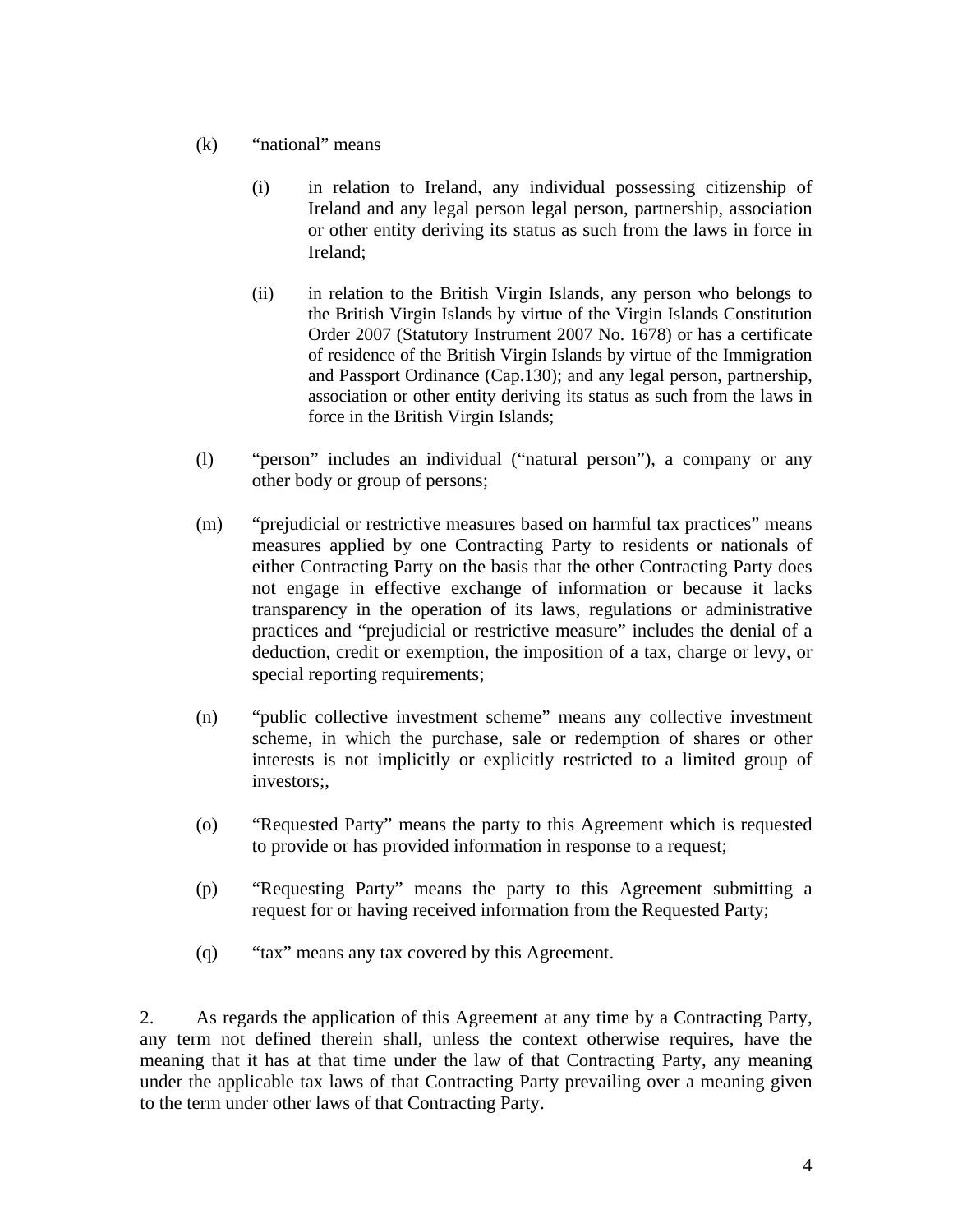(k) "national" means

(i) in relation to Ireland, any individual possessing citizenship of Ireland and any legal person legal person, partnership, association or other entity deriving its status as such from the laws in force in Ireland;

(ii) in relation to the British Virgin Islands, any person who belongs to the British Virgin Islands by virtue of the Virgin Islands Constitution Order 2007 (Statutory Instrument 2007 No. 1678) or has a certificate of residence of the British Virgin Islands by virtue of the Immigration and Passport Ordinance (Cap.130); and any legal person, partnership, association or other entity deriving its status as such from the laws in force in the British Virgin Islands;

(l) "person" includes an individual ("natural person"), a company or any other body or group of persons;

(m) "prejudicial or restrictive measures based on harmful tax practices" means measures applied by one Contracting Party to residents or nationals of either Contracting Party on the basis that the other Contracting Party does not engage in effective exchange of information or because it lacks transparency in the operation of its laws, regulations or administrative practices and "prejudicial or restrictive measure" includes the denial of a deduction, credit or exemption, the imposition of a tax, charge or levy, or special reporting requirements;

(n) "public collective investment scheme" means any collective investment scheme, in which the purchase, sale or redemption of shares or other interests is not implicitly or explicitly restricted to a limited group of investors;,

(o) "Requested Party" means the party to this Agreement which is requested to provide or has provided information in response to a request;

(p) "Requesting Party" means the party to this Agreement submitting a request for or having received information from the Requested Party;

(q) "tax" means any tax covered by this Agreement.

2. As regards the application of this Agreement at any time by a Contracting Party, any term not defined therein shall, unless the context otherwise requires, have the meaning that it has at that time under the law of that Contracting Party, any meaning under the applicable tax laws of that Contracting Party prevailing over a meaning given to the term under other laws of that Contracting Party.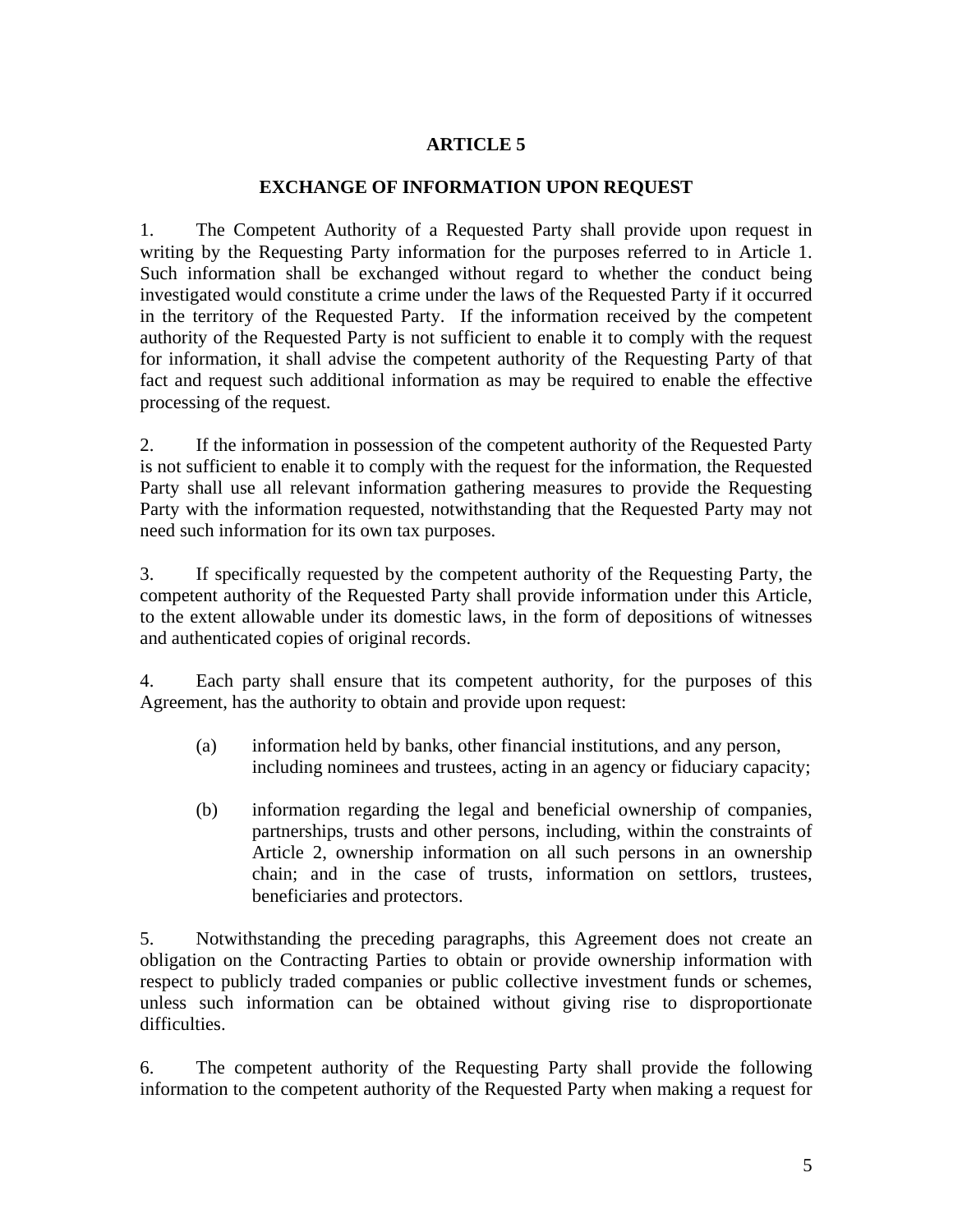## ARTICLE 5

## EXCHANGE OF INFORMATION UPON REQUEST

1. The Competent Authority of a Requested Party shall provide upon request in writing by the Requesting Party information for the purposes referred to in Article 1. Such information shall be exchanged without regard to whether the conduct being investigated would constitute a crime under the laws of the Requested Party if it occurred in the territory of the Requested Party. If the information received by the competent authority of the Requested Party is not sufficient to enable it to comply with the request for information, it shall advise the competent authority of the Requesting Party of that fact and request such additional information as may be required to enable the effective processing of the request.

2. If the information in possession of the competent authority of the Requested Party is not sufficient to enable it to comply with the request for the information, the Requested Party shall use all relevant information gathering measures to provide the Requesting Party with the information requested, notwithstanding that the Requested Party may not need such information for its own tax purposes.

3. If specifically requested by the competent authority of the Requesting Party, the competent authority of the Requested Party shall provide information under this Article, to the extent allowable under its domestic laws, in the form of depositions of witnesses and authenticated copies of original records.

4. Each party shall ensure that its competent authority, for the purposes of this Agreement, has the authority to obtain and provide upon request:

   (a) information held by banks, other financial institutions, and any person, including nominees and trustees, acting in an agency or fiduciary capacity;

   (b) information regarding the legal and beneficial ownership of companies, partnerships, trusts and other persons, including, within the constraints of Article 2, ownership information on all such persons in an ownership chain; and in the case of trusts, information on settlors, trustees, beneficiaries and protectors.

5. Notwithstanding the preceding paragraphs, this Agreement does not create an obligation on the Contracting Parties to obtain or provide ownership information with respect to publicly traded companies or public collective investment funds or schemes, unless such information can be obtained without giving rise to disproportionate difficulties.

6. The competent authority of the Requesting Party shall provide the following information to the competent authority of the Requested Party when making a request for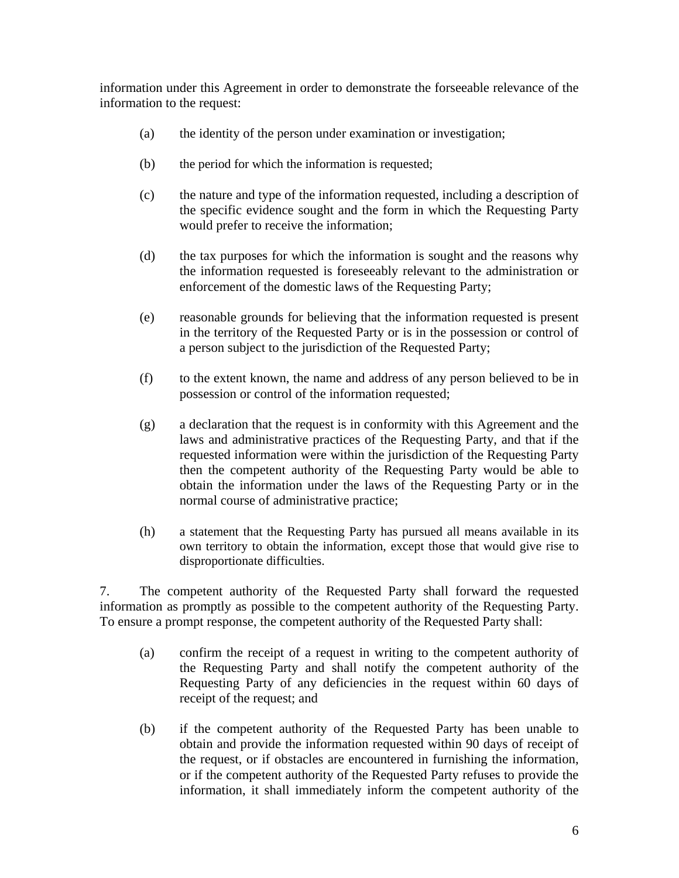information under this Agreement in order to demonstrate the forseeable relevance of the information to the request:

(a) the identity of the person under examination or investigation;

(b) the period for which the information is requested;

(c) the nature and type of the information requested, including a description of the specific evidence sought and the form in which the Requesting Party would prefer to receive the information;

(d) the tax purposes for which the information is sought and the reasons why the information requested is foreseeably relevant to the administration or enforcement of the domestic laws of the Requesting Party;

(e) reasonable grounds for believing that the information requested is present in the territory of the Requested Party or is in the possession or control of a person subject to the jurisdiction of the Requested Party;

(f) to the extent known, the name and address of any person believed to be in possession or control of the information requested;

(g) a declaration that the request is in conformity with this Agreement and the laws and administrative practices of the Requesting Party, and that if the requested information were within the jurisdiction of the Requesting Party then the competent authority of the Requesting Party would be able to obtain the information under the laws of the Requesting Party or in the normal course of administrative practice;

(h) a statement that the Requesting Party has pursued all means available in its own territory to obtain the information, except those that would give rise to disproportionate difficulties.

7. The competent authority of the Requested Party shall forward the requested information as promptly as possible to the competent authority of the Requesting Party. To ensure a prompt response, the competent authority of the Requested Party shall:

(a) confirm the receipt of a request in writing to the competent authority of the Requesting Party and shall notify the competent authority of the Requesting Party of any deficiencies in the request within 60 days of receipt of the request; and

(b) if the competent authority of the Requested Party has been unable to obtain and provide the information requested within 90 days of receipt of the request, or if obstacles are encountered in furnishing the information, or if the competent authority of the Requested Party refuses to provide the information, it shall immediately inform the competent authority of the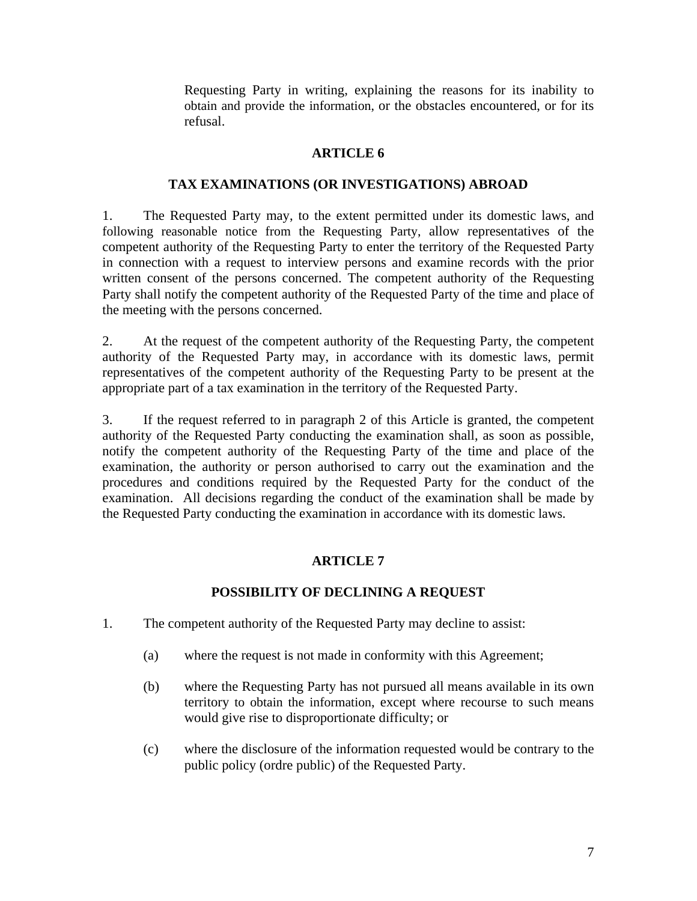Requesting Party in writing, explaining the reasons for its inability to obtain and provide the information, or the obstacles encountered, or for its refusal.

## ARTICLE 6

## TAX EXAMINATIONS (OR INVESTIGATIONS) ABROAD

1. The Requested Party may, to the extent permitted under its domestic laws, and following reasonable notice from the Requesting Party, allow representatives of the competent authority of the Requesting Party to enter the territory of the Requested Party in connection with a request to interview persons and examine records with the prior written consent of the persons concerned. The competent authority of the Requesting Party shall notify the competent authority of the Requested Party of the time and place of the meeting with the persons concerned.

2. At the request of the competent authority of the Requesting Party, the competent authority of the Requested Party may, in accordance with its domestic laws, permit representatives of the competent authority of the Requesting Party to be present at the appropriate part of a tax examination in the territory of the Requested Party.

3. If the request referred to in paragraph 2 of this Article is granted, the competent authority of the Requested Party conducting the examination shall, as soon as possible, notify the competent authority of the Requesting Party of the time and place of the examination, the authority or person authorised to carry out the examination and the procedures and conditions required by the Requested Party for the conduct of the examination. All decisions regarding the conduct of the examination shall be made by the Requested Party conducting the examination in accordance with its domestic laws.

## ARTICLE 7

## POSSIBILITY OF DECLINING A REQUEST

1. The competent authority of the Requested Party may decline to assist:

   (a) where the request is not made in conformity with this Agreement;

   (b) where the Requesting Party has not pursued all means available in its own territory to obtain the information, except where recourse to such means would give rise to disproportionate difficulty; or

   (c) where the disclosure of the information requested would be contrary to the public policy (ordre public) of the Requested Party.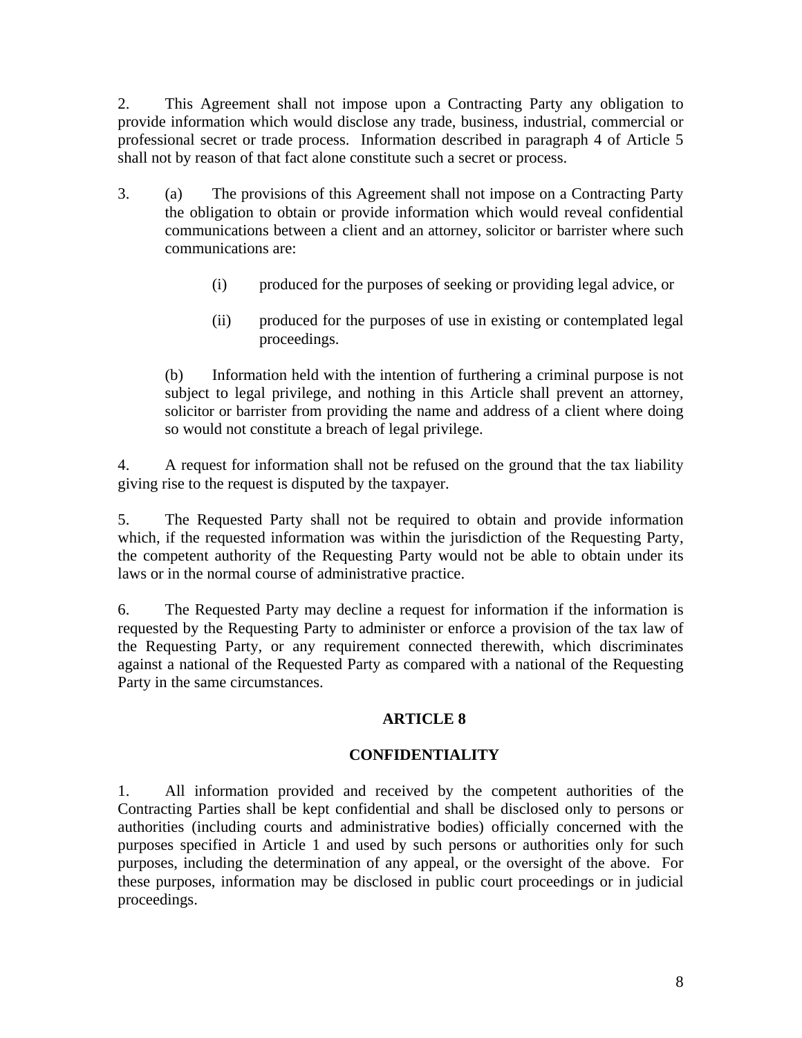2. This Agreement shall not impose upon a Contracting Party any obligation to provide information which would disclose any trade, business, industrial, commercial or professional secret or trade process. Information described in paragraph 4 of Article 5 shall not by reason of that fact alone constitute such a secret or process.

3. (a) The provisions of this Agreement shall not impose on a Contracting Party the obligation to obtain or provide information which would reveal confidential communications between a client and an attorney, solicitor or barrister where such communications are:

   (i) produced for the purposes of seeking or providing legal advice, or

   (ii) produced for the purposes of use in existing or contemplated legal proceedings.

   (b) Information held with the intention of furthering a criminal purpose is not subject to legal privilege, and nothing in this Article shall prevent an attorney, solicitor or barrister from providing the name and address of a client where doing so would not constitute a breach of legal privilege.

4. A request for information shall not be refused on the ground that the tax liability giving rise to the request is disputed by the taxpayer.

5. The Requested Party shall not be required to obtain and provide information which, if the requested information was within the jurisdiction of the Requesting Party, the competent authority of the Requesting Party would not be able to obtain under its laws or in the normal course of administrative practice.

6. The Requested Party may decline a request for information if the information is requested by the Requesting Party to administer or enforce a provision of the tax law of the Requesting Party, or any requirement connected therewith, which discriminates against a national of the Requested Party as compared with a national of the Requesting Party in the same circumstances.

## ARTICLE 8

## CONFIDENTIALITY

1. All information provided and received by the competent authorities of the Contracting Parties shall be kept confidential and shall be disclosed only to persons or authorities (including courts and administrative bodies) officially concerned with the purposes specified in Article 1 and used by such persons or authorities only for such purposes, including the determination of any appeal, or the oversight of the above. For these purposes, information may be disclosed in public court proceedings or in judicial proceedings.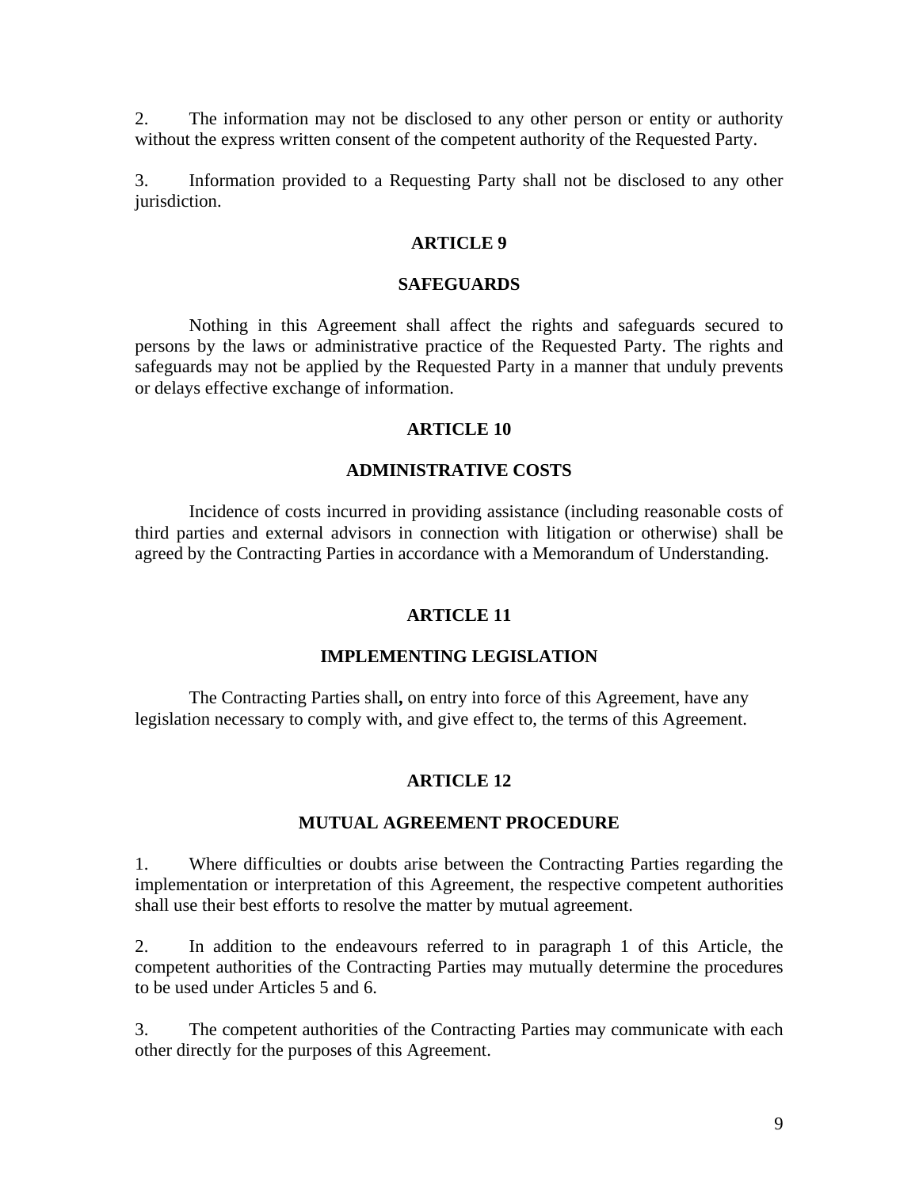2. The information may not be disclosed to any other person or entity or authority without the express written consent of the competent authority of the Requested Party.

3. Information provided to a Requesting Party shall not be disclosed to any other jurisdiction.

## ARTICLE 9

## SAFEGUARDS

Nothing in this Agreement shall affect the rights and safeguards secured to persons by the laws or administrative practice of the Requested Party. The rights and safeguards may not be applied by the Requested Party in a manner that unduly prevents or delays effective exchange of information.

## ARTICLE 10

## ADMINISTRATIVE COSTS

Incidence of costs incurred in providing assistance (including reasonable costs of third parties and external advisors in connection with litigation or otherwise) shall be agreed by the Contracting Parties in accordance with a Memorandum of Understanding.

## ARTICLE 11

## IMPLEMENTING LEGISLATION

The Contracting Parties shall**,** on entry into force of this Agreement, have any legislation necessary to comply with, and give effect to, the terms of this Agreement.

## ARTICLE 12

## MUTUAL AGREEMENT PROCEDURE

1. Where difficulties or doubts arise between the Contracting Parties regarding the implementation or interpretation of this Agreement, the respective competent authorities shall use their best efforts to resolve the matter by mutual agreement.

2. In addition to the endeavours referred to in paragraph 1 of this Article, the competent authorities of the Contracting Parties may mutually determine the procedures to be used under Articles 5 and 6.

3. The competent authorities of the Contracting Parties may communicate with each other directly for the purposes of this Agreement.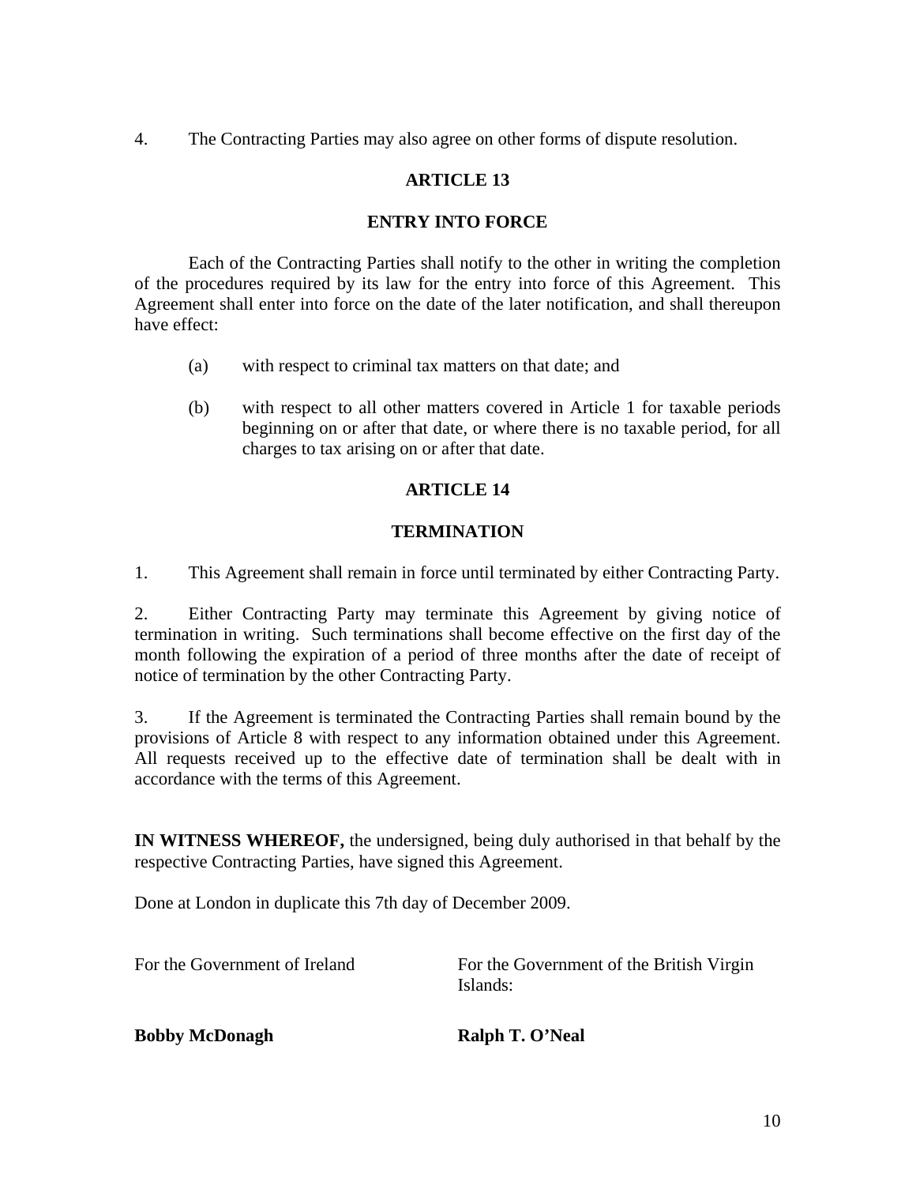4. The Contracting Parties may also agree on other forms of dispute resolution.

## ARTICLE 13

## ENTRY INTO FORCE

Each of the Contracting Parties shall notify to the other in writing the completion of the procedures required by its law for the entry into force of this Agreement. This Agreement shall enter into force on the date of the later notification, and shall thereupon have effect:

(a) with respect to criminal tax matters on that date; and

(b) with respect to all other matters covered in Article 1 for taxable periods beginning on or after that date, or where there is no taxable period, for all charges to tax arising on or after that date.

## ARTICLE 14

## TERMINATION

1. This Agreement shall remain in force until terminated by either Contracting Party.

2. Either Contracting Party may terminate this Agreement by giving notice of termination in writing. Such terminations shall become effective on the first day of the month following the expiration of a period of three months after the date of receipt of notice of termination by the other Contracting Party.

3. If the Agreement is terminated the Contracting Parties shall remain bound by the provisions of Article 8 with respect to any information obtained under this Agreement. All requests received up to the effective date of termination shall be dealt with in accordance with the terms of this Agreement.

**IN WITNESS WHEREOF,** the undersigned, being duly authorised in that behalf by the respective Contracting Parties, have signed this Agreement.

Done at London in duplicate this 7th day of December 2009.

| For the Government of Ireland | For the Government of the British Virgin Islands: |
|---|---|
| **Bobby McDonagh** | **Ralph T. O'Neal** |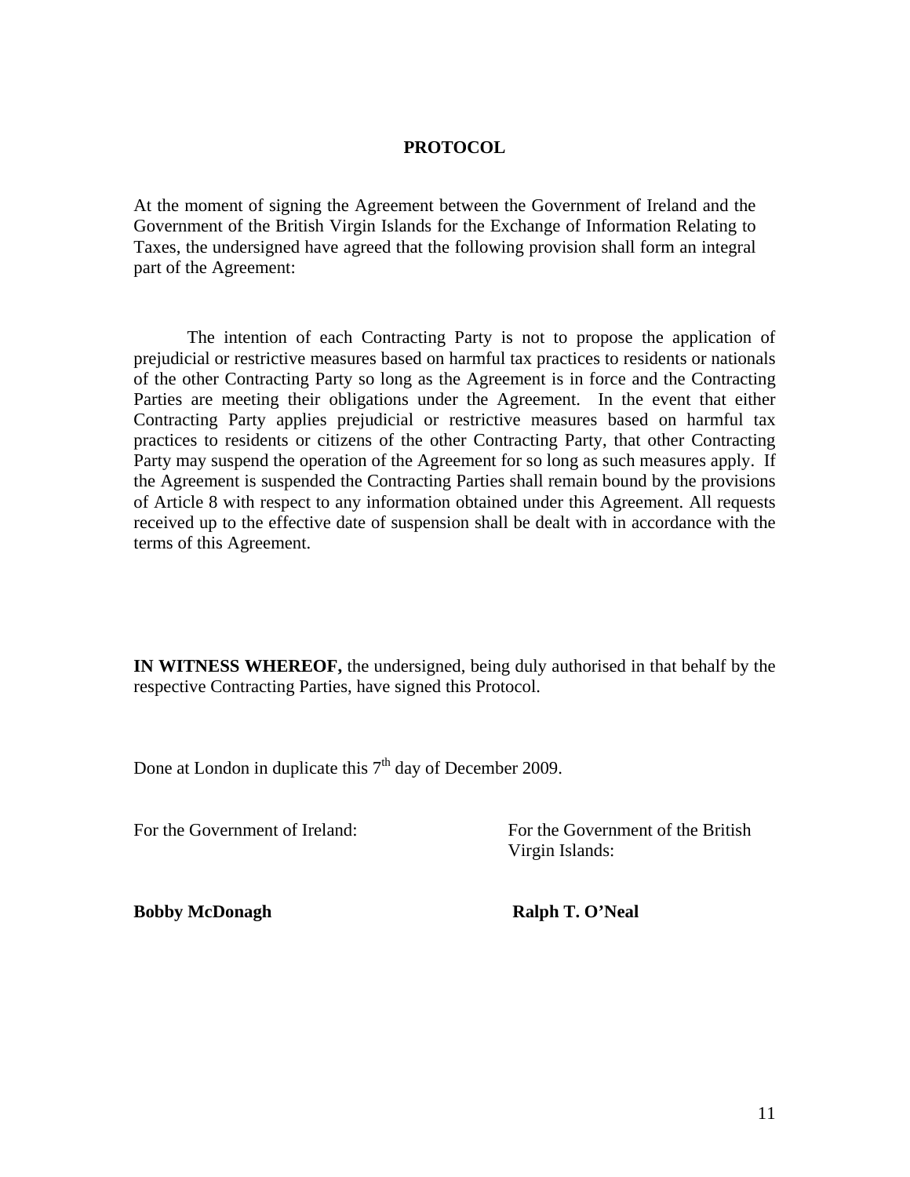## PROTOCOL

At the moment of signing the Agreement between the Government of Ireland and the Government of the British Virgin Islands for the Exchange of Information Relating to Taxes, the undersigned have agreed that the following provision shall form an integral part of the Agreement:

The intention of each Contracting Party is not to propose the application of prejudicial or restrictive measures based on harmful tax practices to residents or nationals of the other Contracting Party so long as the Agreement is in force and the Contracting Parties are meeting their obligations under the Agreement. In the event that either Contracting Party applies prejudicial or restrictive measures based on harmful tax practices to residents or citizens of the other Contracting Party, that other Contracting Party may suspend the operation of the Agreement for so long as such measures apply. If the Agreement is suspended the Contracting Parties shall remain bound by the provisions of Article 8 with respect to any information obtained under this Agreement. All requests received up to the effective date of suspension shall be dealt with in accordance with the terms of this Agreement.

**IN WITNESS WHEREOF,** the undersigned, being duly authorised in that behalf by the respective Contracting Parties, have signed this Protocol.

Done at London in duplicate this 7th day of December 2009.

For the Government of Ireland:

**Bobby McDonagh**

For the Government of the British Virgin Islands:

**Ralph T. O'Neal**